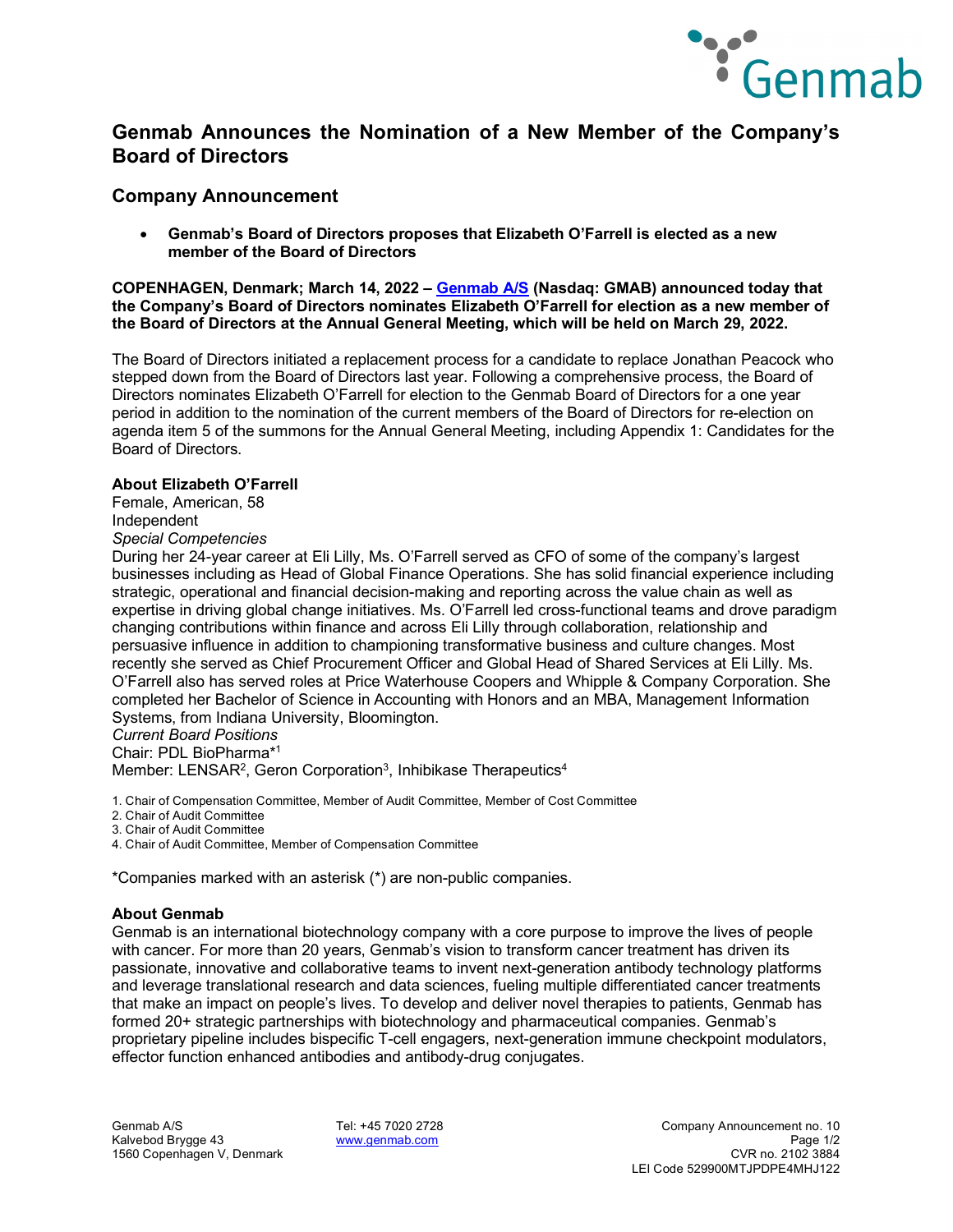# Genmab Announces the Nomination of a New Member of the Company's Board of Directors

## Company Announcement

- **Genmab's Board of Directors proposes that Elizabeth O'Farrell is elected as a new member of the Board of Directors**

**COPENHAGEN, Denmark; March 14, 2022 – [Genmab A/S](https://www.genmab.com) (Nasdaq: GMAB) announced today that the Company's Board of Directors nominates Elizabeth O'Farrell for election as a new member of the Board of Directors at the Annual General Meeting, which will be held on March 29, 2022.**

The Board of Directors initiated a replacement process for a candidate to replace Jonathan Peacock who stepped down from the Board of Directors last year. Following a comprehensive process, the Board of Directors nominates Elizabeth O'Farrell for election to the Genmab Board of Directors for a one year period in addition to the nomination of the current members of the Board of Directors for re-election on agenda item 5 of the summons for the Annual General Meeting, including Appendix 1: Candidates for the Board of Directors.

**About Elizabeth O'Farrell**
Female, American, 58
Independent
*Special Competencies*
During her 24-year career at Eli Lilly, Ms. O'Farrell served as CFO of some of the company's largest businesses including as Head of Global Finance Operations. She has solid financial experience including strategic, operational and financial decision-making and reporting across the value chain as well as expertise in driving global change initiatives. Ms. O'Farrell led cross-functional teams and drove paradigm changing contributions within finance and across Eli Lilly through collaboration, relationship and persuasive influence in addition to championing transformative business and culture changes. Most recently she served as Chief Procurement Officer and Global Head of Shared Services at Eli Lilly. Ms. O'Farrell also has served roles at Price Waterhouse Coopers and Whipple & Company Corporation. She completed her Bachelor of Science in Accounting with Honors and an MBA, Management Information Systems, from Indiana University, Bloomington.
*Current Board Positions*
Chair: PDL BioPharma*[1]
Member: LENSAR[2], Geron Corporation[3], Inhibikase Therapeutics[4]

1. Chair of Compensation Committee, Member of Audit Committee, Member of Cost Committee
2. Chair of Audit Committee
3. Chair of Audit Committee
4. Chair of Audit Committee, Member of Compensation Committee

*Companies marked with an asterisk (*) are non-public companies.

**About Genmab**
Genmab is an international biotechnology company with a core purpose to improve the lives of people with cancer. For more than 20 years, Genmab's vision to transform cancer treatment has driven its passionate, innovative and collaborative teams to invent next-generation antibody technology platforms and leverage translational research and data sciences, fueling multiple differentiated cancer treatments that make an impact on people's lives. To develop and deliver novel therapies to patients, Genmab has formed 20+ strategic partnerships with biotechnology and pharmaceutical companies. Genmab's proprietary pipeline includes bispecific T-cell engagers, next-generation immune checkpoint modulators, effector function enhanced antibodies and antibody-drug conjugates.

Genmab A/S
Kalvebod Brygge 43
1560 Copenhagen V, Denmark

Tel: +45 7020 2728
[www.genmab.com](https://www.genmab.com)

Company Announcement no. 10
CVR no. 2102 3884
LEI Code 529900MTJPDPE4MHJ122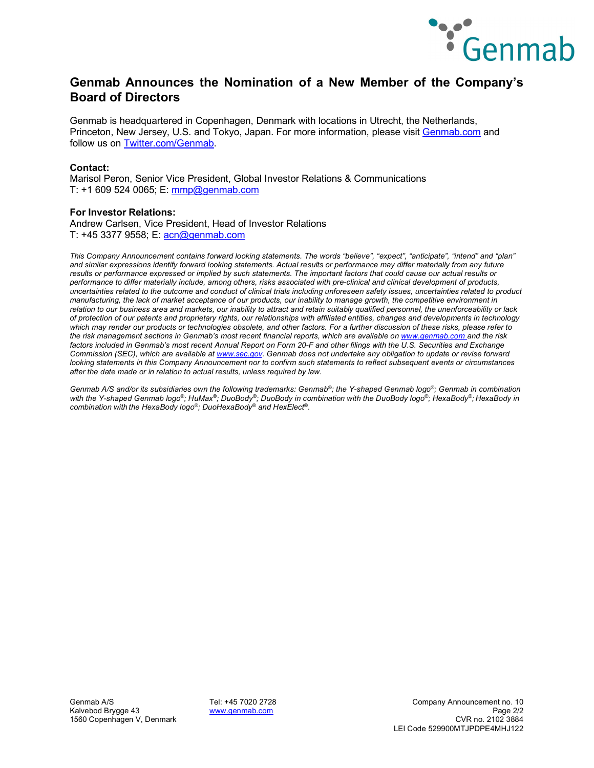## Genmab Announces the Nomination of a New Member of the Company's Board of Directors

Genmab is headquartered in Copenhagen, Denmark with locations in Utrecht, the Netherlands, Princeton, New Jersey, U.S. and Tokyo, Japan. For more information, please visit Genmab.com and follow us on Twitter.com/Genmab.

**Contact:**
Marisol Peron, Senior Vice President, Global Investor Relations & Communications
T: +1 609 524 0065; E: mmp@genmab.com

**For Investor Relations:**
Andrew Carlsen, Vice President, Head of Investor Relations
T: +45 3377 9558; E: acn@genmab.com

*This Company Announcement contains forward looking statements. The words "believe", "expect", "anticipate", "intend" and "plan" and similar expressions identify forward looking statements. Actual results or performance may differ materially from any future results or performance expressed or implied by such statements. The important factors that could cause our actual results or performance to differ materially include, among others, risks associated with pre-clinical and clinical development of products, uncertainties related to the outcome and conduct of clinical trials including unforeseen safety issues, uncertainties related to product manufacturing, the lack of market acceptance of our products, our inability to manage growth, the competitive environment in relation to our business area and markets, our inability to attract and retain suitably qualified personnel, the unenforceability or lack of protection of our patents and proprietary rights, our relationships with affiliated entities, changes and developments in technology which may render our products or technologies obsolete, and other factors. For a further discussion of these risks, please refer to the risk management sections in Genmab's most recent financial reports, which are available on www.genmab.com and the risk factors included in Genmab's most recent Annual Report on Form 20-F and other filings with the U.S. Securities and Exchange Commission (SEC), which are available at www.sec.gov. Genmab does not undertake any obligation to update or revise forward looking statements in this Company Announcement nor to confirm such statements to reflect subsequent events or circumstances after the date made or in relation to actual results, unless required by law.*

*Genmab A/S and/or its subsidiaries own the following trademarks: Genmab®; the Y-shaped Genmab logo®; Genmab in combination with the Y-shaped Genmab logo®; HuMax®; DuoBody®; DuoBody in combination with the DuoBody logo®; HexaBody®; HexaBody in combination with the HexaBody logo®; DuoHexaBody® and HexElect®.*

Genmab A/S
Kalvebod Brygge 43
1560 Copenhagen V, Denmark

Tel: +45 7020 2728
www.genmab.com

Company Announcement no. 10
CVR no. 2102 3884
LEI Code 529900MTJPDPE4MHJ122